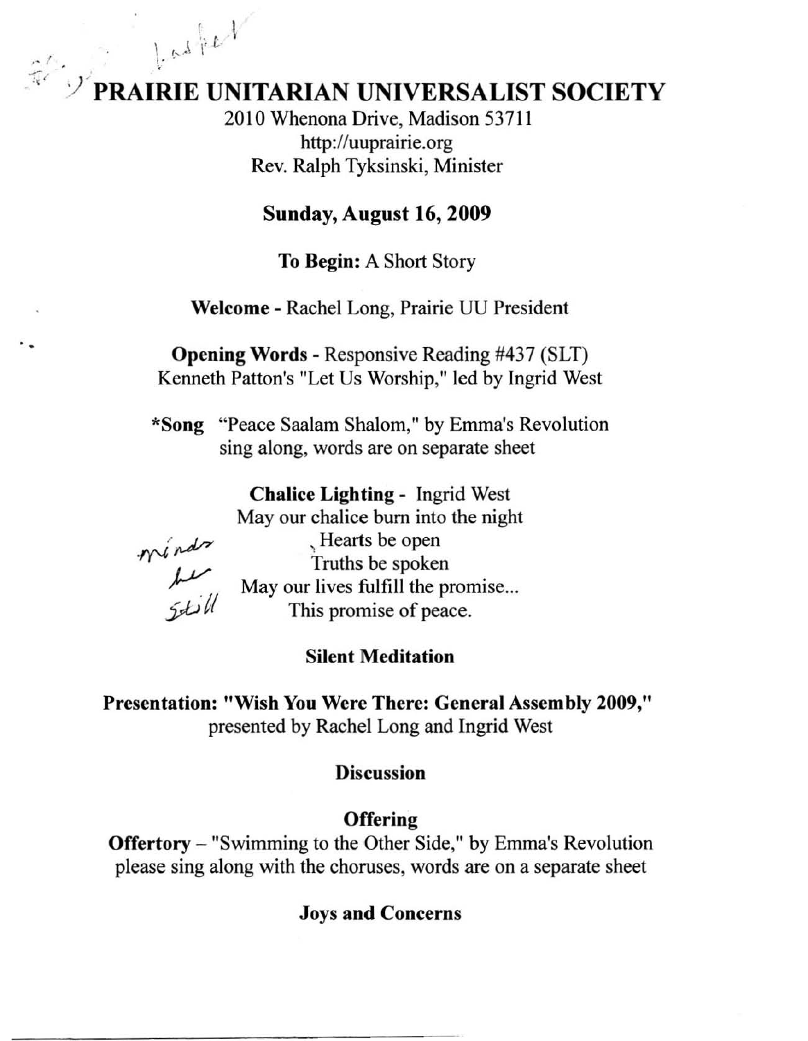# PRAIRIE UNITARIAN UNIVERSALIST SOCIETY

2010 Whenona Drive, Madison 53711
http://uuprairie.org
Rev. Ralph Tyksinski, Minister

## Sunday, August 16, 2009

**To Begin:** A Short Story

**Welcome** - Rachel Long, Prairie UU President

**Opening Words** - Responsive Reading #437 (SLT)
Kenneth Patton's "Let Us Worship," led by Ingrid West

***Song** "Peace Saalam Shalom," by Emma's Revolution
sing along, words are on separate sheet

**Chalice Lighting** - Ingrid West
May our chalice burn into the night
Hearts be open
Truths be spoken
May our lives fulfill the promise...
This promise of peace.

minds be still

**Silent Meditation**

**Presentation: "Wish You Were There: General Assembly 2009,"**
presented by Rachel Long and Ingrid West

**Discussion**

**Offering**

**Offertory** – "Swimming to the Other Side," by Emma's Revolution
please sing along with the choruses, words are on a separate sheet

**Joys and Concerns**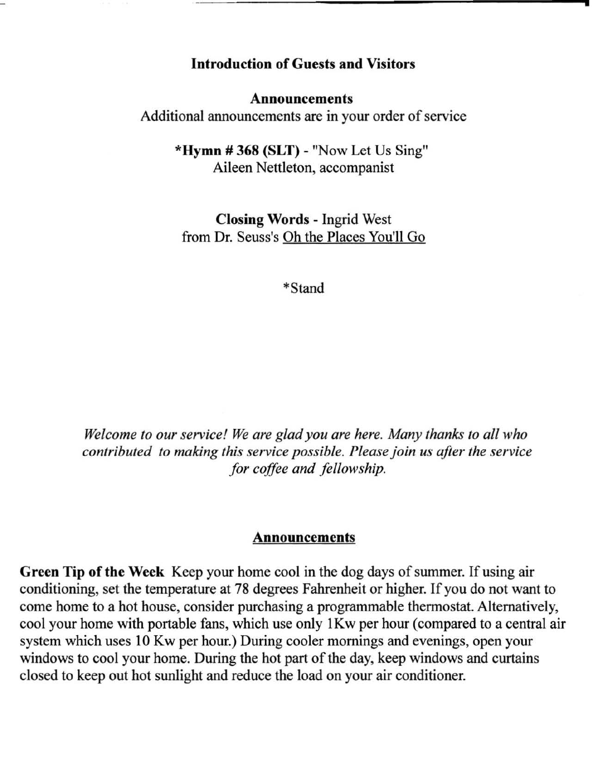**Introduction of Guests and Visitors**

**Announcements**

Additional announcements are in your order of service

***Hymn # 368 (SLT)** - "Now Let Us Sing"
Aileen Nettleton, accompanist

**Closing Words** - Ingrid West
from Dr. Seuss's <u>Oh the Places You'll Go</u>

*Stand

*Welcome to our service! We are glad you are here. Many thanks to all who contributed to making this service possible. Please join us after the service for coffee and fellowship.*

## <u>Announcements</u>

**Green Tip of the Week** Keep your home cool in the dog days of summer. If using air conditioning, set the temperature at 78 degrees Fahrenheit or higher. If you do not want to come home to a hot house, consider purchasing a programmable thermostat. Alternatively, cool your home with portable fans, which use only 1Kw per hour (compared to a central air system which uses 10 Kw per hour.) During cooler mornings and evenings, open your windows to cool your home. During the hot part of the day, keep windows and curtains closed to keep out hot sunlight and reduce the load on your air conditioner.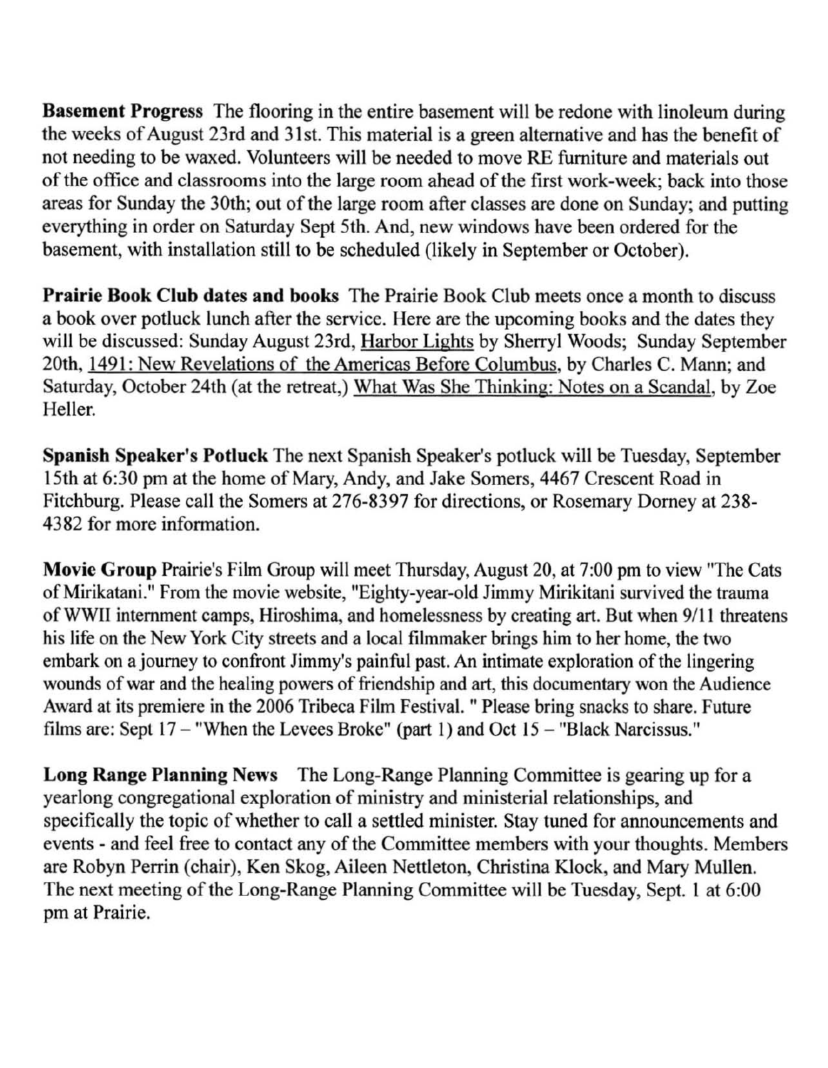**Basement Progress** The flooring in the entire basement will be redone with linoleum during the weeks of August 23rd and 31st. This material is a green alternative and has the benefit of not needing to be waxed. Volunteers will be needed to move RE furniture and materials out of the office and classrooms into the large room ahead of the first work-week; back into those areas for Sunday the 30th; out of the large room after classes are done on Sunday; and putting everything in order on Saturday Sept 5th. And, new windows have been ordered for the basement, with installation still to be scheduled (likely in September or October).

**Prairie Book Club dates and books** The Prairie Book Club meets once a month to discuss a book over potluck lunch after the service. Here are the upcoming books and the dates they will be discussed: Sunday August 23rd, Harbor Lights by Sherryl Woods; Sunday September 20th, 1491: New Revelations of the Americas Before Columbus, by Charles C. Mann; and Saturday, October 24th (at the retreat,) What Was She Thinking: Notes on a Scandal, by Zoe Heller.

**Spanish Speaker's Potluck** The next Spanish Speaker's potluck will be Tuesday, September 15th at 6:30 pm at the home of Mary, Andy, and Jake Somers, 4467 Crescent Road in Fitchburg. Please call the Somers at 276-8397 for directions, or Rosemary Dorney at 238-4382 for more information.

**Movie Group** Prairie's Film Group will meet Thursday, August 20, at 7:00 pm to view "The Cats of Mirikatani." From the movie website, "Eighty-year-old Jimmy Mirikitani survived the trauma of WWII internment camps, Hiroshima, and homelessness by creating art. But when 9/11 threatens his life on the New York City streets and a local filmmaker brings him to her home, the two embark on a journey to confront Jimmy's painful past. An intimate exploration of the lingering wounds of war and the healing powers of friendship and art, this documentary won the Audience Award at its premiere in the 2006 Tribeca Film Festival. " Please bring snacks to share. Future films are: Sept 17 – "When the Levees Broke" (part 1) and Oct 15 – "Black Narcissus."

**Long Range Planning News** The Long-Range Planning Committee is gearing up for a yearlong congregational exploration of ministry and ministerial relationships, and specifically the topic of whether to call a settled minister. Stay tuned for announcements and events - and feel free to contact any of the Committee members with your thoughts. Members are Robyn Perrin (chair), Ken Skog, Aileen Nettleton, Christina Klock, and Mary Mullen. The next meeting of the Long-Range Planning Committee will be Tuesday, Sept. 1 at 6:00 pm at Prairie.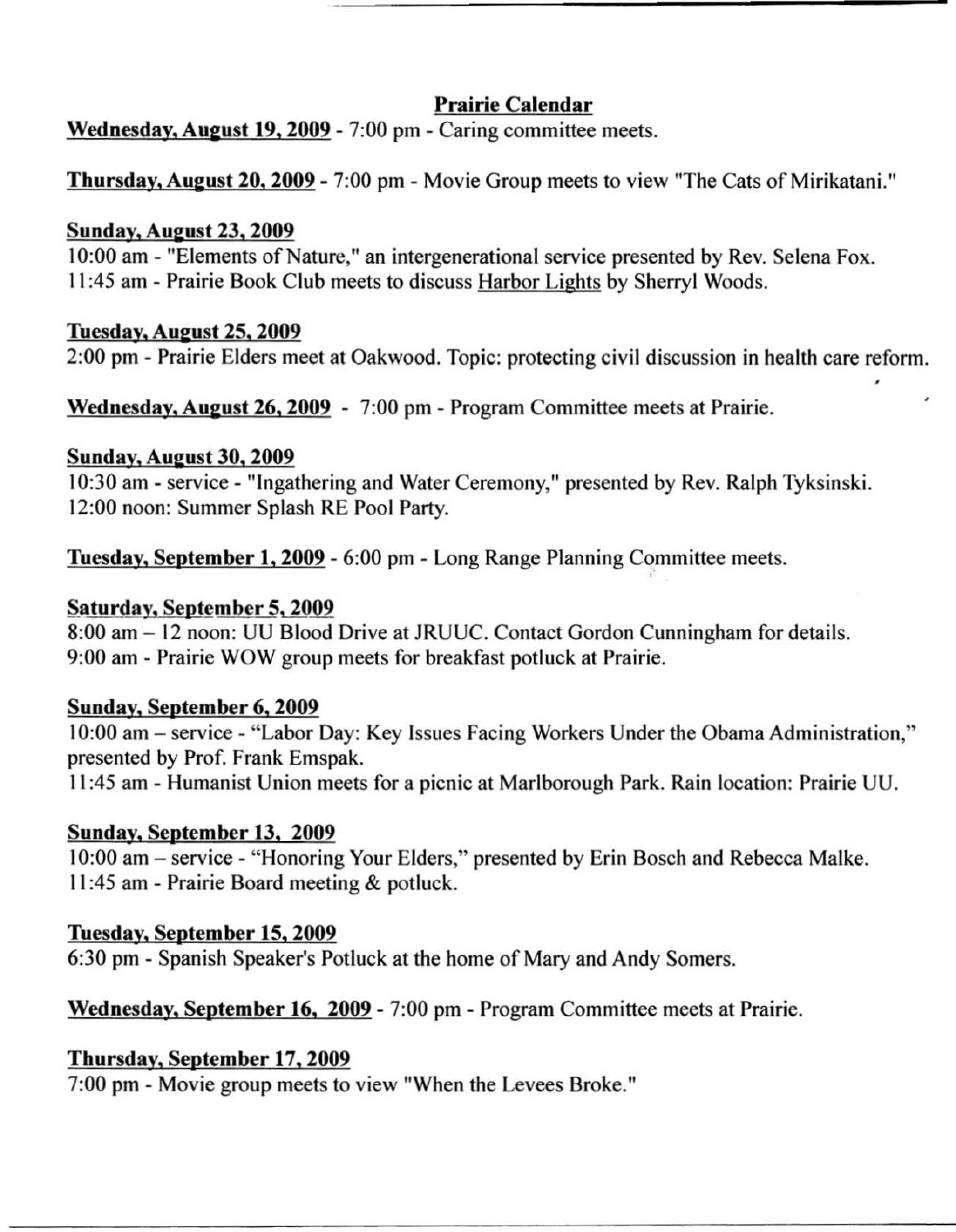## Prairie Calendar

**Wednesday, August 19, 2009** - 7:00 pm - Caring committee meets.

**Thursday, August 20, 2009** - 7:00 pm - Movie Group meets to view "The Cats of Mirikatani."

**Sunday, August 23, 2009**
10:00 am - "Elements of Nature," an intergenerational service presented by Rev. Selena Fox.
11:45 am - Prairie Book Club meets to discuss Harbor Lights by Sherryl Woods.

**Tuesday, August 25, 2009**
2:00 pm - Prairie Elders meet at Oakwood. Topic: protecting civil discussion in health care reform.

**Wednesday, August 26, 2009** - 7:00 pm - Program Committee meets at Prairie.

**Sunday, August 30, 2009**
10:30 am - service - "Ingathering and Water Ceremony," presented by Rev. Ralph Tyksinski.
12:00 noon: Summer Splash RE Pool Party.

**Tuesday, September 1, 2009** - 6:00 pm - Long Range Planning Committee meets.

**Saturday, September 5, 2009**
8:00 am – 12 noon: UU Blood Drive at JRUUC. Contact Gordon Cunningham for details.
9:00 am - Prairie WOW group meets for breakfast potluck at Prairie.

**Sunday, September 6, 2009**
10:00 am – service - "Labor Day: Key Issues Facing Workers Under the Obama Administration," presented by Prof. Frank Emspak.
11:45 am - Humanist Union meets for a picnic at Marlborough Park. Rain location: Prairie UU.

**Sunday, September 13, 2009**
10:00 am – service - "Honoring Your Elders," presented by Erin Bosch and Rebecca Malke.
11:45 am - Prairie Board meeting & potluck.

**Tuesday, September 15, 2009**
6:30 pm - Spanish Speaker's Potluck at the home of Mary and Andy Somers.

**Wednesday, September 16, 2009** - 7:00 pm - Program Committee meets at Prairie.

**Thursday, September 17, 2009**
7:00 pm - Movie group meets to view "When the Levees Broke."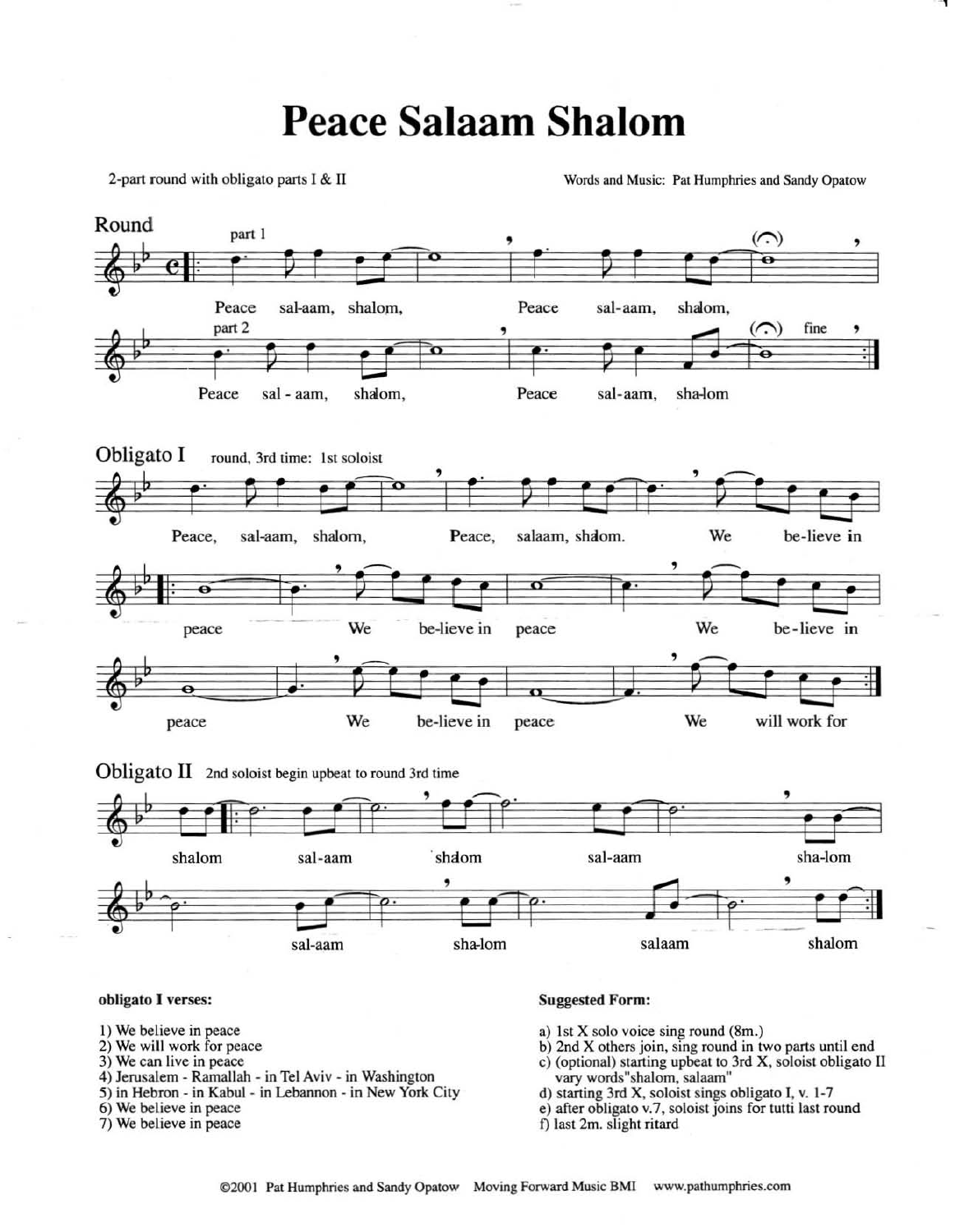# Peace Salaam Shalom

2-part round with obligato parts I & II

Words and Music: Pat Humphries and Sandy Opatow

## Round

part 1

Peace sal-aam, shalom, Peace sal-aam, shalom,

part 2

Peace sal - aam, shalom, Peace sal-aam, sha-lom

fine

## Obligato I

round, 3rd time: 1st soloist

Peace, sal-aam, shalom, Peace, salaam, shalom. We be-lieve in

peace We be-lieve in peace We be-lieve in

peace We be-lieve in peace We will work for

## Obligato II

2nd soloist begin upbeat to round 3rd time

shalom sal-aam shalom sal-aam sha-lom

sal-aam sha-lom salaam shalom

**obligato I verses:**

1) We believe in peace
2) We will work for peace
3) We can live in peace
4) Jerusalem - Ramallah - in Tel Aviv - in Washington
5) in Hebron - in Kabul - in Lebannon - in New York City
6) We believe in peace
7) We believe in peace

**Suggested Form:**

a) 1st X solo voice sing round (8m.)
b) 2nd X others join, sing round in two parts until end
c) (optional) starting upbeat to 3rd X, soloist obligato II vary words "shalom, salaam"
d) starting 3rd X, soloist sings obligato I, v. 1-7
e) after obligato v.7, soloist joins for tutti last round
f) last 2m. slight ritard

©2001 Pat Humphries and Sandy Opatow Moving Forward Music BMI www.pathumphries.com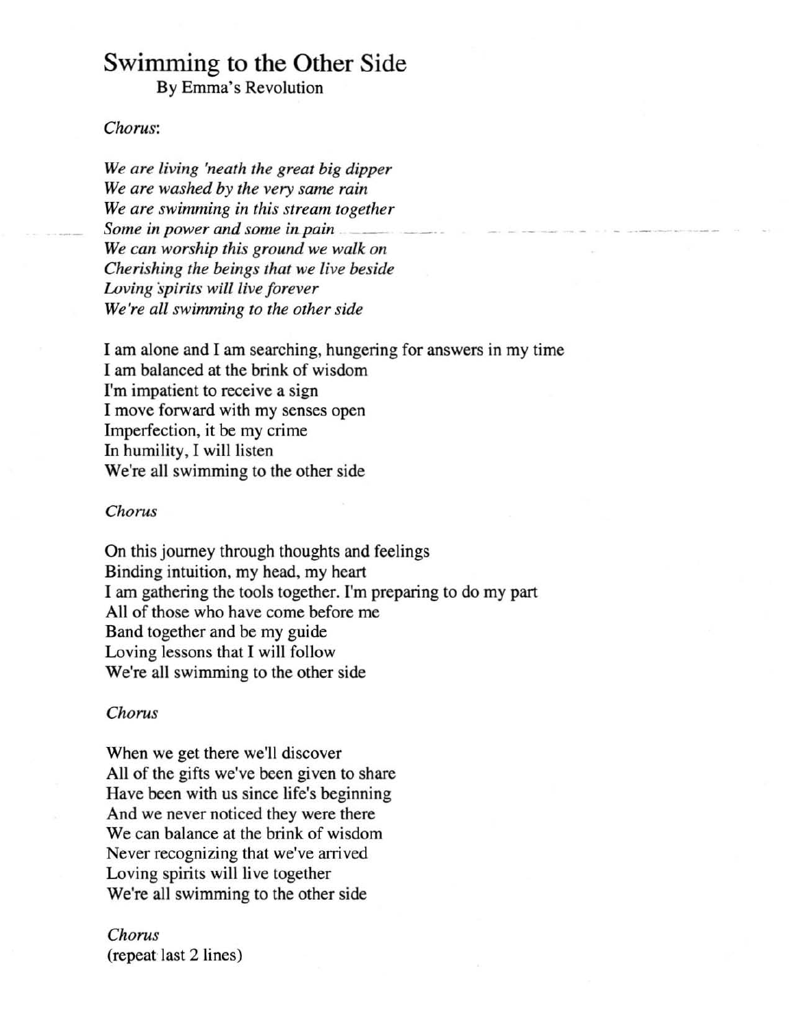# Swimming to the Other Side

By Emma's Revolution

*Chorus*:

*We are living 'neath the great big dipper*
*We are washed by the very same rain*
*We are swimming in this stream together*
*Some in power and some in pain*
*We can worship this ground we walk on*
*Cherishing the beings that we live beside*
*Loving spirits will live forever*
*We're all swimming to the other side*

I am alone and I am searching, hungering for answers in my time
I am balanced at the brink of wisdom
I'm impatient to receive a sign
I move forward with my senses open
Imperfection, it be my crime
In humility, I will listen
We're all swimming to the other side

*Chorus*

On this journey through thoughts and feelings
Binding intuition, my head, my heart
I am gathering the tools together. I'm preparing to do my part
All of those who have come before me
Band together and be my guide
Loving lessons that I will follow
We're all swimming to the other side

*Chorus*

When we get there we'll discover
All of the gifts we've been given to share
Have been with us since life's beginning
And we never noticed they were there
We can balance at the brink of wisdom
Never recognizing that we've arrived
Loving spirits will live together
We're all swimming to the other side

*Chorus*
(repeat last 2 lines)